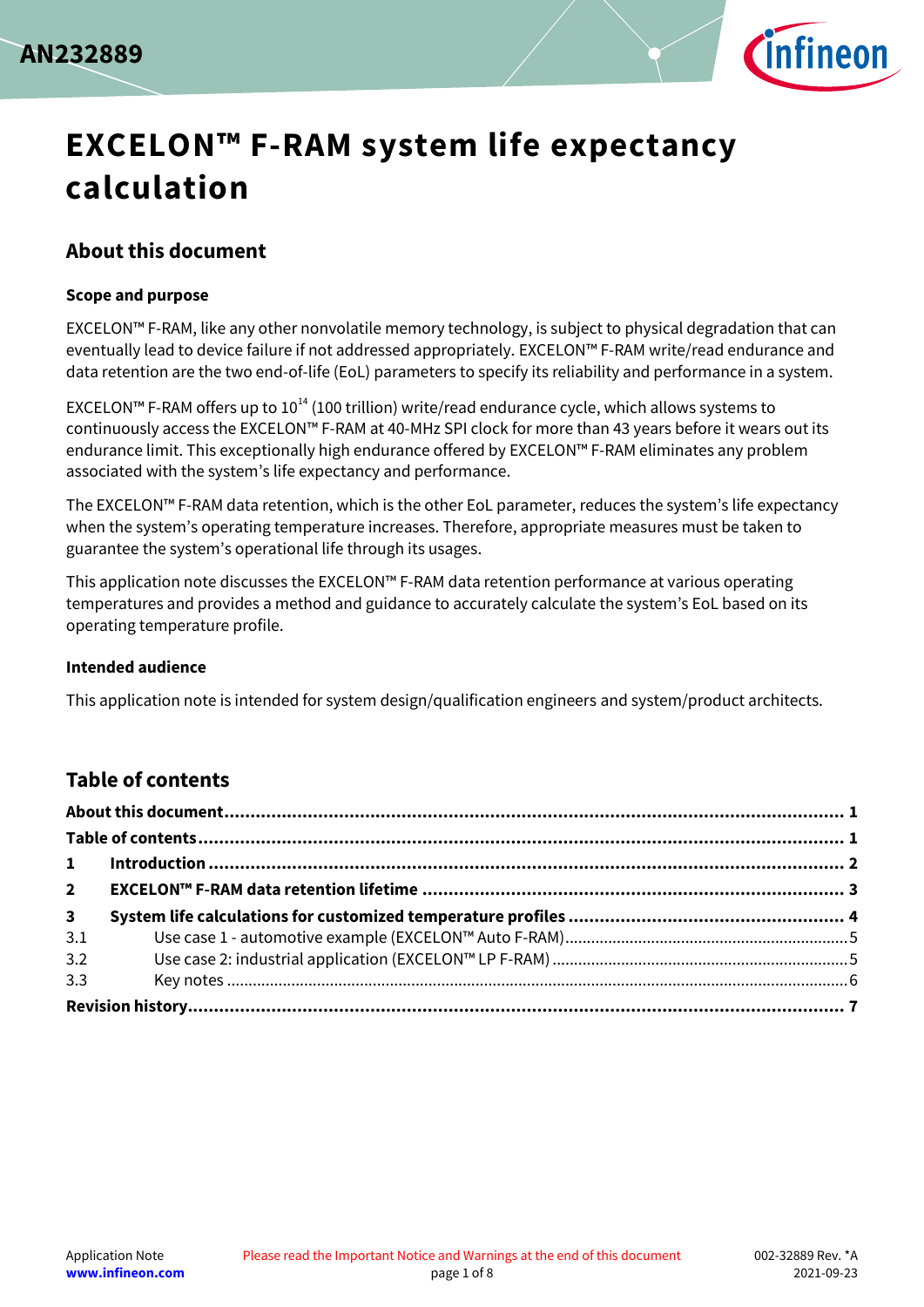AN232889

# EXCELON™ F-RAM system life expectancy calculation

## About this document

### Scope and purpose

EXCELON™ F-RAM, like any other nonvolatile memory technology, is subject to physical degradation that can eventually lead to device failure if not addressed appropriately. EXCELON™ F-RAM write/read endurance and data retention are the two end-of-life (EoL) parameters to specify its reliability and performance in a system.

EXCELON™ F-RAM offers up to $10^{14}$ (100 trillion) write/read endurance cycle, which allows systems to continuously access the EXCELON™ F-RAM at 40-MHz SPI clock for more than 43 years before it wears out its endurance limit. This exceptionally high endurance offered by EXCELON™ F-RAM eliminates any problem associated with the system's life expectancy and performance.

The EXCELON™ F-RAM data retention, which is the other EoL parameter, reduces the system's life expectancy when the system's operating temperature increases. Therefore, appropriate measures must be taken to guarantee the system's operational life through its usages.

This application note discusses the EXCELON™ F-RAM data retention performance at various operating temperatures and provides a method and guidance to accurately calculate the system's EoL based on its operating temperature profile.

### Intended audience

This application note is intended for system design/qualification engineers and system/product architects.

## Table of contents

**About this document** ... **1**
**Table of contents** ... **1**
**1 Introduction** ... **2**
**2 EXCELON™ F-RAM data retention lifetime** ... **3**
**3 System life calculations for customized temperature profiles** ... **4**
3.1 Use case 1 - automotive example (EXCELON™ Auto F-RAM) ... 5
3.2 Use case 2: industrial application (EXCELON™ LP F-RAM) ... 5
3.3 Key notes ... 6
**Revision history** ... **7**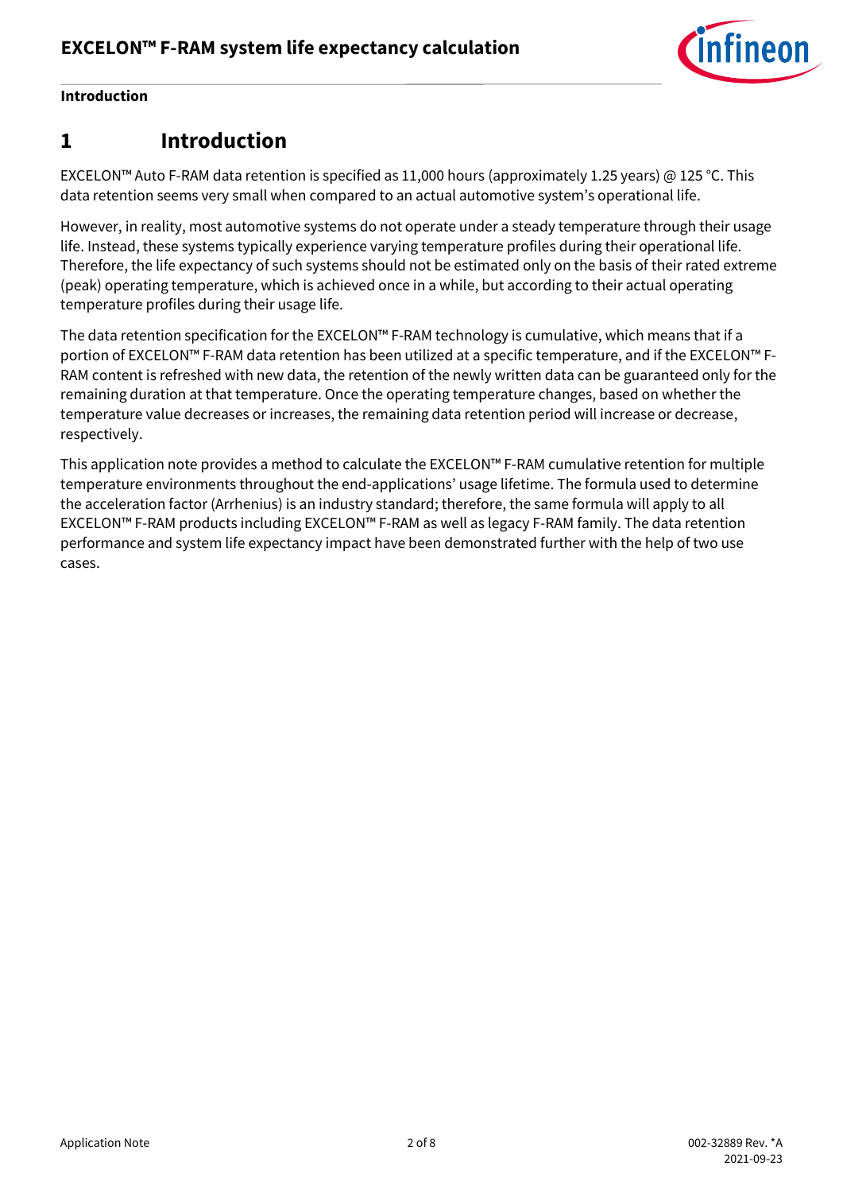# 1 Introduction

EXCELON™ Auto F-RAM data retention is specified as 11,000 hours (approximately 1.25 years) @ 125 °C. This data retention seems very small when compared to an actual automotive system's operational life.

However, in reality, most automotive systems do not operate under a steady temperature through their usage life. Instead, these systems typically experience varying temperature profiles during their operational life. Therefore, the life expectancy of such systems should not be estimated only on the basis of their rated extreme (peak) operating temperature, which is achieved once in a while, but according to their actual operating temperature profiles during their usage life.

The data retention specification for the EXCELON™ F-RAM technology is cumulative, which means that if a portion of EXCELON™ F-RAM data retention has been utilized at a specific temperature, and if the EXCELON™ F-RAM content is refreshed with new data, the retention of the newly written data can be guaranteed only for the remaining duration at that temperature. Once the operating temperature changes, based on whether the temperature value decreases or increases, the remaining data retention period will increase or decrease, respectively.

This application note provides a method to calculate the EXCELON™ F-RAM cumulative retention for multiple temperature environments throughout the end-applications' usage lifetime. The formula used to determine the acceleration factor (Arrhenius) is an industry standard; therefore, the same formula will apply to all EXCELON™ F-RAM products including EXCELON™ F-RAM as well as legacy F-RAM family. The data retention performance and system life expectancy impact have been demonstrated further with the help of two use cases.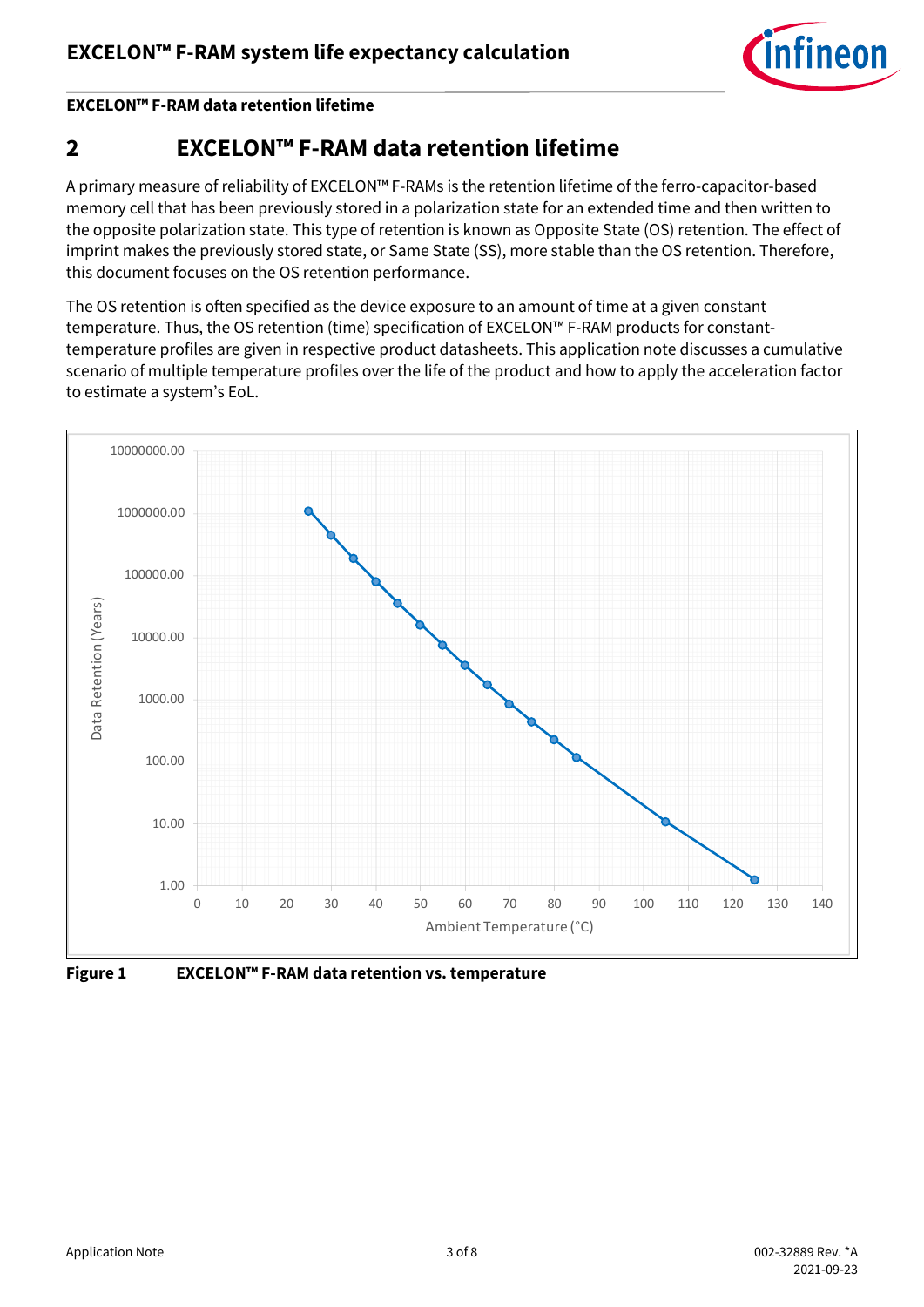# 2 EXCELON™ F-RAM data retention lifetime

A primary measure of reliability of EXCELON™ F-RAMs is the retention lifetime of the ferro-capacitor-based memory cell that has been previously stored in a polarization state for an extended time and then written to the opposite polarization state. This type of retention is known as Opposite State (OS) retention. The effect of imprint makes the previously stored state, or Same State (SS), more stable than the OS retention. Therefore, this document focuses on the OS retention performance.

The OS retention is often specified as the device exposure to an amount of time at a given constant temperature. Thus, the OS retention (time) specification of EXCELON™ F-RAM products for constant-temperature profiles are given in respective product datasheets. This application note discusses a cumulative scenario of multiple temperature profiles over the life of the product and how to apply the acceleration factor to estimate a system's EoL.

**Figure 1** **EXCELON™ F-RAM data retention vs. temperature**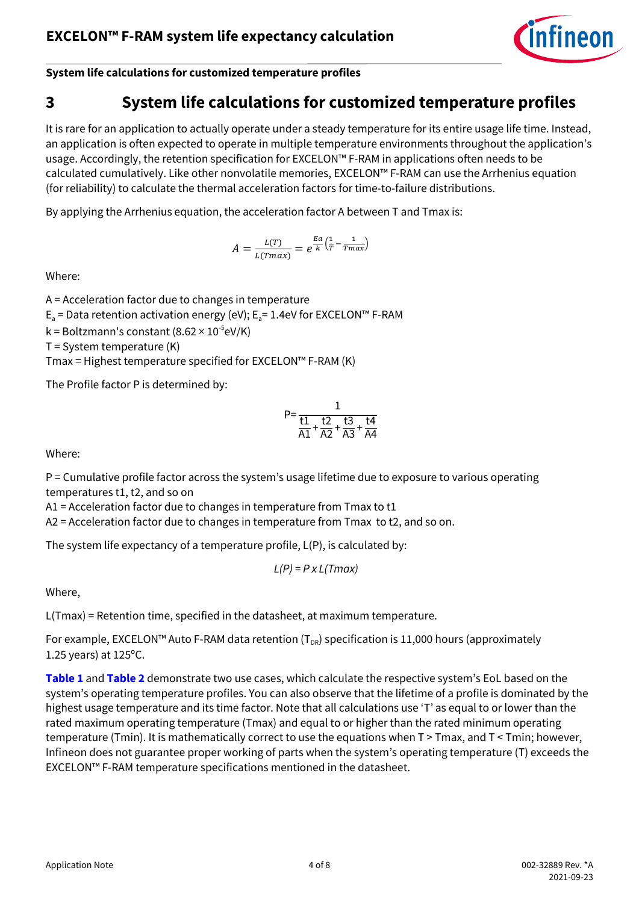# 3 System life calculations for customized temperature profiles

It is rare for an application to actually operate under a steady temperature for its entire usage life time. Instead, an application is often expected to operate in multiple temperature environments throughout the application's usage. Accordingly, the retention specification for EXCELON™ F-RAM in applications often needs to be calculated cumulatively. Like other nonvolatile memories, EXCELON™ F-RAM can use the Arrhenius equation (for reliability) to calculate the thermal acceleration factors for time-to-failure distributions.

By applying the Arrhenius equation, the acceleration factor A between T and Tmax is:

$$A = \frac{L(T)}{L(Tmax)} = e^{\frac{Ea}{k}\left(\frac{1}{T} - \frac{1}{Tmax}\right)}$$

Where:

A = Acceleration factor due to changes in temperature
$E_a$ = Data retention activation energy (eV); $E_a$= 1.4eV for EXCELON™ F-RAM
k = Boltzmann's constant ($8.62 \times 10^{-5}$eV/K)
T = System temperature (K)
Tmax = Highest temperature specified for EXCELON™ F-RAM (K)

The Profile factor P is determined by:

$$P = \frac{1}{\frac{t1}{A1} + \frac{t2}{A2} + \frac{t3}{A3} + \frac{t4}{A4}}$$

Where:

P = Cumulative profile factor across the system's usage lifetime due to exposure to various operating temperatures t1, t2, and so on
A1 = Acceleration factor due to changes in temperature from Tmax to t1
A2 = Acceleration factor due to changes in temperature from Tmax to t2, and so on.

The system life expectancy of a temperature profile, L(P), is calculated by:

$$L(P) = P \times L(Tmax)$$

Where,

L(Tmax) = Retention time, specified in the datasheet, at maximum temperature.

For example, EXCELON™ Auto F-RAM data retention ($T_{DR}$) specification is 11,000 hours (approximately 1.25 years) at 125°C.

**Table 1** and **Table 2** demonstrate two use cases, which calculate the respective system's EoL based on the system's operating temperature profiles. You can also observe that the lifetime of a profile is dominated by the highest usage temperature and its time factor. Note that all calculations use 'T' as equal to or lower than the rated maximum operating temperature (Tmax) and equal to or higher than the rated minimum operating temperature (Tmin). It is mathematically correct to use the equations when T > Tmax, and T < Tmin; however, Infineon does not guarantee proper working of parts when the system's operating temperature (T) exceeds the EXCELON™ F-RAM temperature specifications mentioned in the datasheet.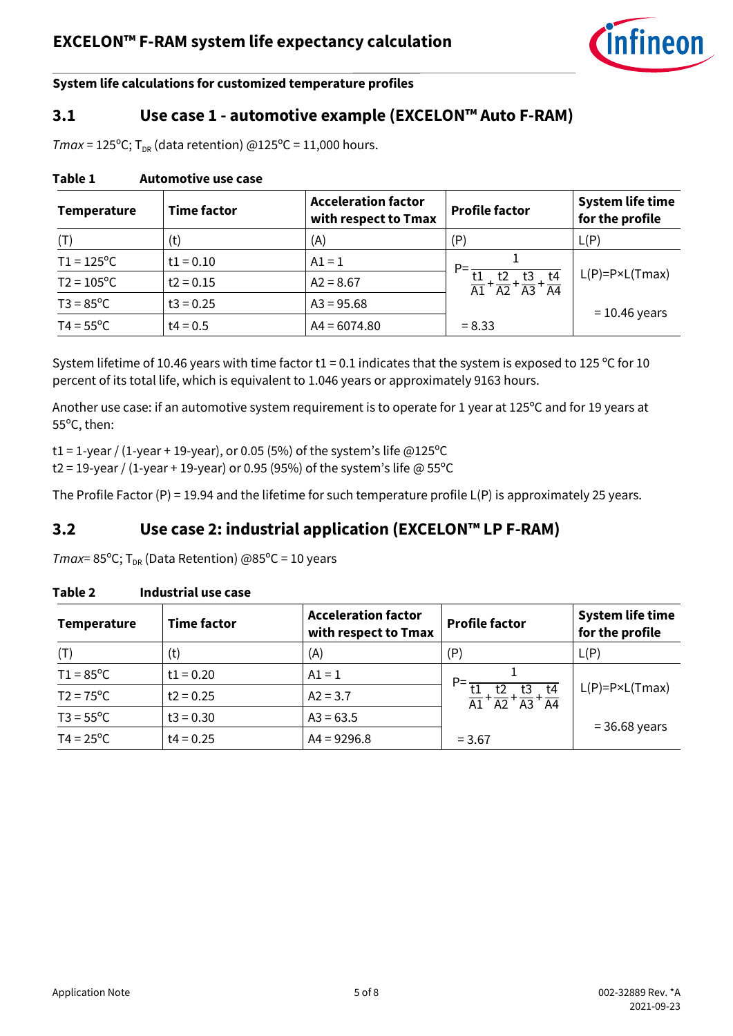System life calculations for customized temperature profiles

## 3.1 Use case 1 - automotive example (EXCELON™ Auto F-RAM)

*Tmax* = 125°C; $T_{DR}$ (data retention) @125°C = 11,000 hours.

**Table 1 Automotive use case**

| Temperature | Time factor | Acceleration factor with respect to Tmax | Profile factor | System life time for the profile |
|---|---|---|---|---|
| (T) | (t) | (A) | (P) | L(P) |
| T1 = 125°C | t1 = 0.10 | A1 = 1 | $P=\frac{1}{\frac{t1}{A1}+\frac{t2}{A2}+\frac{t3}{A3}+\frac{t4}{A4}}$ | L(P)=P×L(Tmax) |
| T2 = 105°C | t2 = 0.15 | A2 = 8.67 | | |
| T3 = 85°C | t3 = 0.25 | A3 = 95.68 | | = 10.46 years |
| T4 = 55°C | t4 = 0.5 | A4 = 6074.80 | = 8.33 | |

System lifetime of 10.46 years with time factor t1 = 0.1 indicates that the system is exposed to 125 °C for 10 percent of its total life, which is equivalent to 1.046 years or approximately 9163 hours.

Another use case: if an automotive system requirement is to operate for 1 year at 125°C and for 19 years at 55°C, then:

t1 = 1-year / (1-year + 19-year), or 0.05 (5%) of the system's life @125°C
t2 = 19-year / (1-year + 19-year) or 0.95 (95%) of the system's life @ 55°C

The Profile Factor (P) = 19.94 and the lifetime for such temperature profile L(P) is approximately 25 years.

## 3.2 Use case 2: industrial application (EXCELON™ LP F-RAM)

*Tmax*= 85°C; $T_{DR}$ (Data Retention) @85°C = 10 years

**Table 2 Industrial use case**

| Temperature | Time factor | Acceleration factor with respect to Tmax | Profile factor | System life time for the profile |
|---|---|---|---|---|
| (T) | (t) | (A) | (P) | L(P) |
| T1 = 85°C | t1 = 0.20 | A1 = 1 | $P=\frac{1}{\frac{t1}{A1}+\frac{t2}{A2}+\frac{t3}{A3}+\frac{t4}{A4}}$ | L(P)=P×L(Tmax) |
| T2 = 75°C | t2 = 0.25 | A2 = 3.7 | | |
| T3 = 55°C | t3 = 0.30 | A3 = 63.5 | | = 36.68 years |
| T4 = 25°C | t4 = 0.25 | A4 = 9296.8 | = 3.67 | |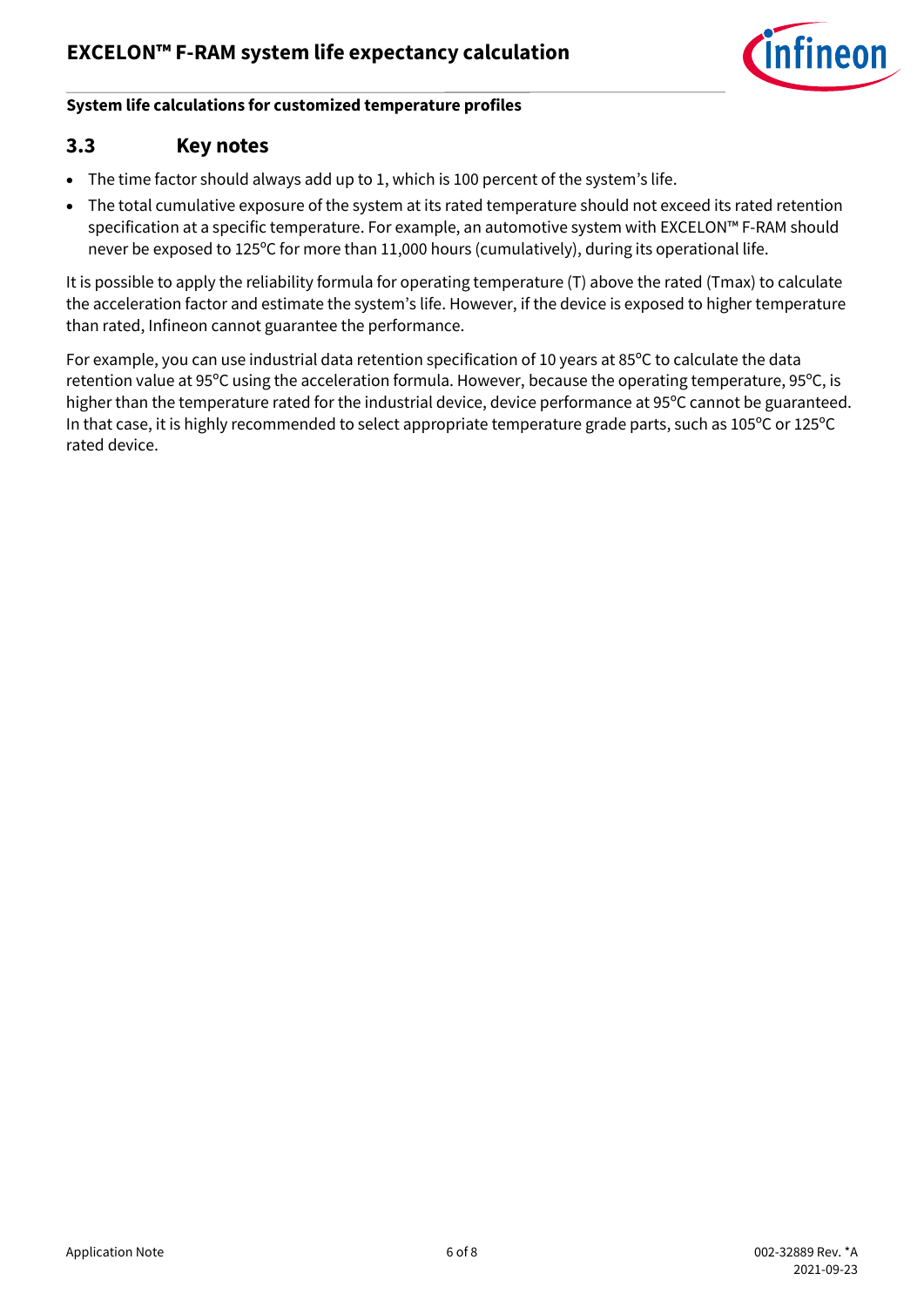### 3.3 Key notes

- The time factor should always add up to 1, which is 100 percent of the system's life.
- The total cumulative exposure of the system at its rated temperature should not exceed its rated retention specification at a specific temperature. For example, an automotive system with EXCELON™ F-RAM should never be exposed to 125°C for more than 11,000 hours (cumulatively), during its operational life.

It is possible to apply the reliability formula for operating temperature (T) above the rated (Tmax) to calculate the acceleration factor and estimate the system's life. However, if the device is exposed to higher temperature than rated, Infineon cannot guarantee the performance.

For example, you can use industrial data retention specification of 10 years at 85°C to calculate the data retention value at 95°C using the acceleration formula. However, because the operating temperature, 95°C, is higher than the temperature rated for the industrial device, device performance at 95°C cannot be guaranteed. In that case, it is highly recommended to select appropriate temperature grade parts, such as 105°C or 125°C rated device.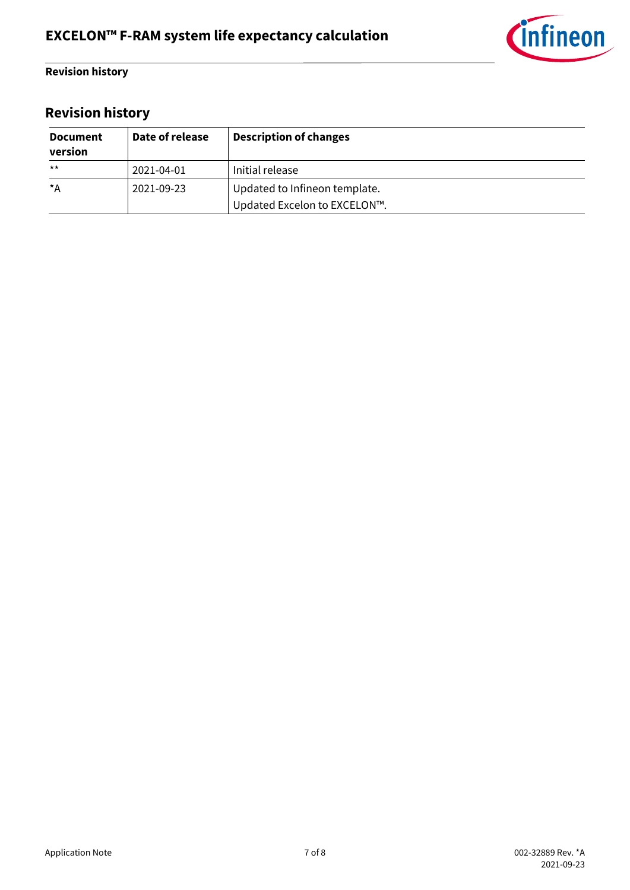# Revision history

| Document version | Date of release | Description of changes |
|---|---|---|
| ** | 2021-04-01 | Initial release |
| *A | 2021-09-23 | Updated to Infineon template.<br>Updated Excelon to EXCELON™. |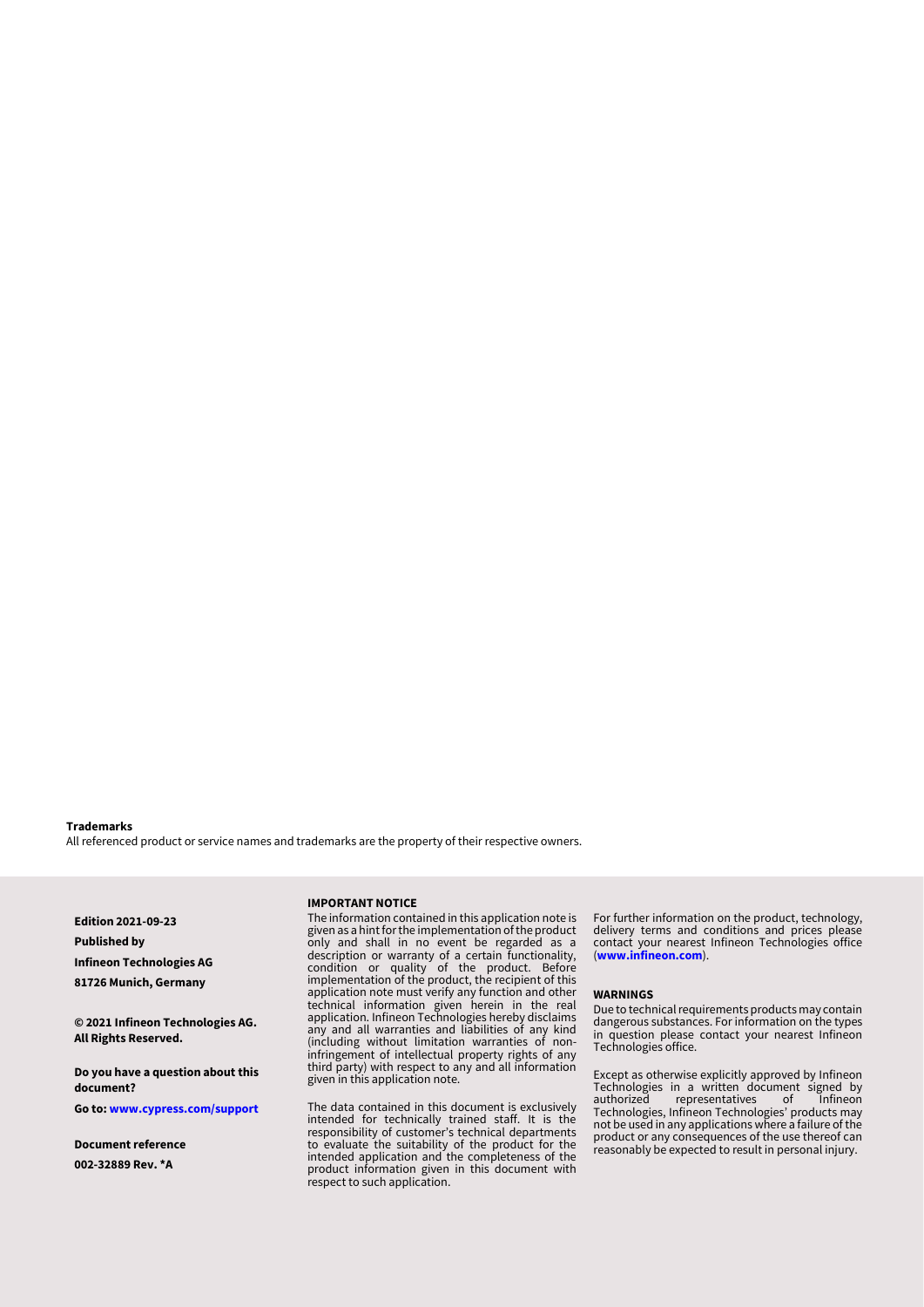**Trademarks**

All referenced product or service names and trademarks are the property of their respective owners.

**Edition 2021-09-23**

**Published by**

**Infineon Technologies AG**

**81726 Munich, Germany**

**© 2021 Infineon Technologies AG. All Rights Reserved.**

**Do you have a question about this document?**

**Go to: www.cypress.com/support**

**Document reference**

**002-32889 Rev. *A**

**IMPORTANT NOTICE**

The information contained in this application note is given as a hint for the implementation of the product only and shall in no event be regarded as a description or warranty of a certain functionality, condition or quality of the product. Before implementation of the product, the recipient of this application note must verify any function and other technical information given herein in the real application. Infineon Technologies hereby disclaims any and all warranties and liabilities of any kind (including without limitation warranties of non-infringement of intellectual property rights of any third party) with respect to any and all information given in this application note.

The data contained in this document is exclusively intended for technically trained staff. It is the responsibility of customer's technical departments to evaluate the suitability of the product for the intended application and the completeness of the product information given in this document with respect to such application.

For further information on the product, technology, delivery terms and conditions and prices please contact your nearest Infineon Technologies office (**www.infineon.com**).

**WARNINGS**

Due to technical requirements products may contain dangerous substances. For information on the types in question please contact your nearest Infineon Technologies office.

Except as otherwise explicitly approved by Infineon Technologies in a written document signed by authorized representatives of Infineon Technologies, Infineon Technologies' products may not be used in any applications where a failure of the product or any consequences of the use thereof can reasonably be expected to result in personal injury.